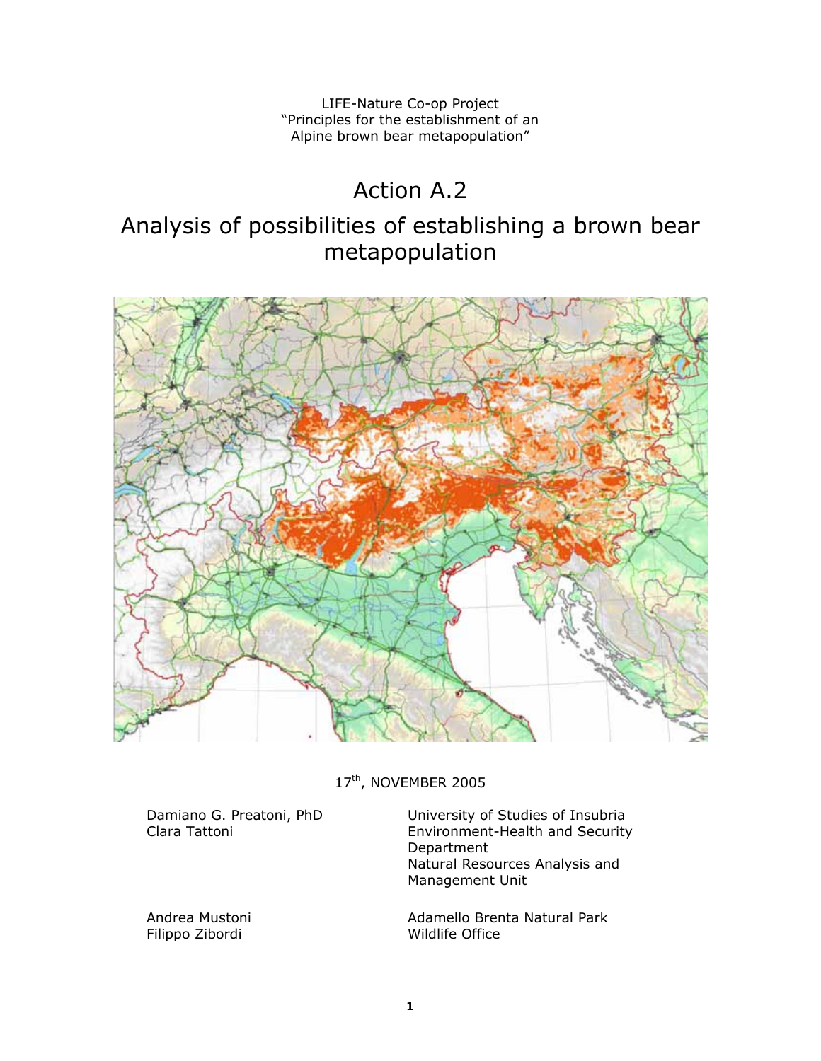LIFE-Nature Co-op Project
"Principles for the establishment of an Alpine brown bear metapopulation"

# Action A.2

## Analysis of possibilities of establishing a brown bear metapopulation

17th, NOVEMBER 2005

Damiano G. Preatoni, PhD
Clara Tattoni

University of Studies of Insubria
Environment-Health and Security Department
Natural Resources Analysis and Management Unit

Andrea Mustoni
Filippo Zibordi

Adamello Brenta Natural Park
Wildlife Office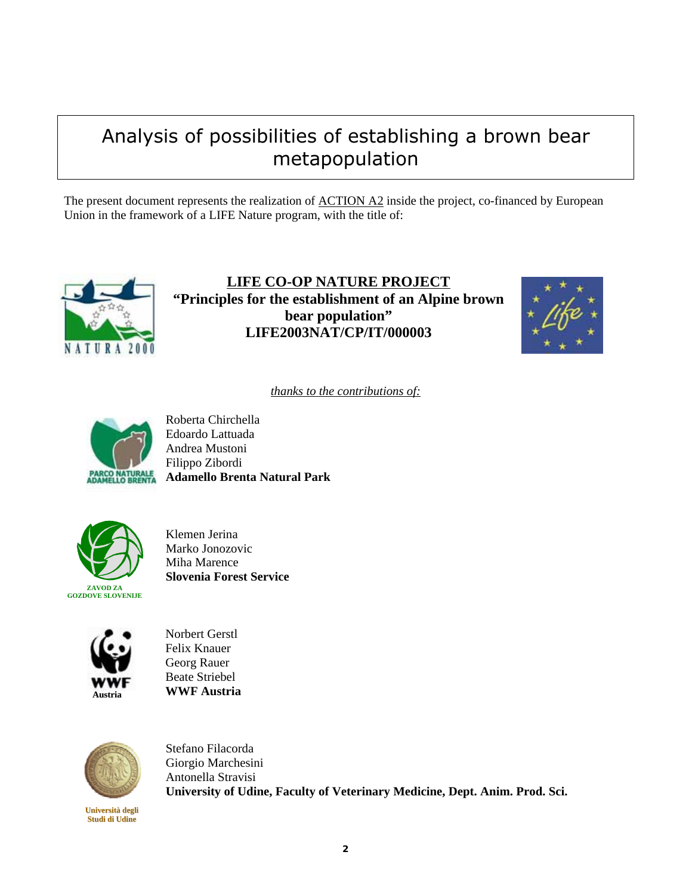# Analysis of possibilities of establishing a brown bear metapopulation

The present document represents the realization of ACTION A2 inside the project, co-financed by European Union in the framework of a LIFE Nature program, with the title of:

**LIFE CO-OP NATURE PROJECT**
**"Principles for the establishment of an Alpine brown bear population"**
**LIFE2003NAT/CP/IT/000003**

*thanks to the contributions of:*

Roberta Chirchella
Edoardo Lattuada
Andrea Mustoni
Filippo Zibordi
**Adamello Brenta Natural Park**

Klemen Jerina
Marko Jonozovic
Miha Marence
**Slovenia Forest Service**

Norbert Gerstl
Felix Knauer
Georg Rauer
Beate Striebel
**WWF Austria**

Stefano Filacorda
Giorgio Marchesini
Antonella Stravisi
**University of Udine, Faculty of Veterinary Medicine, Dept. Anim. Prod. Sci.**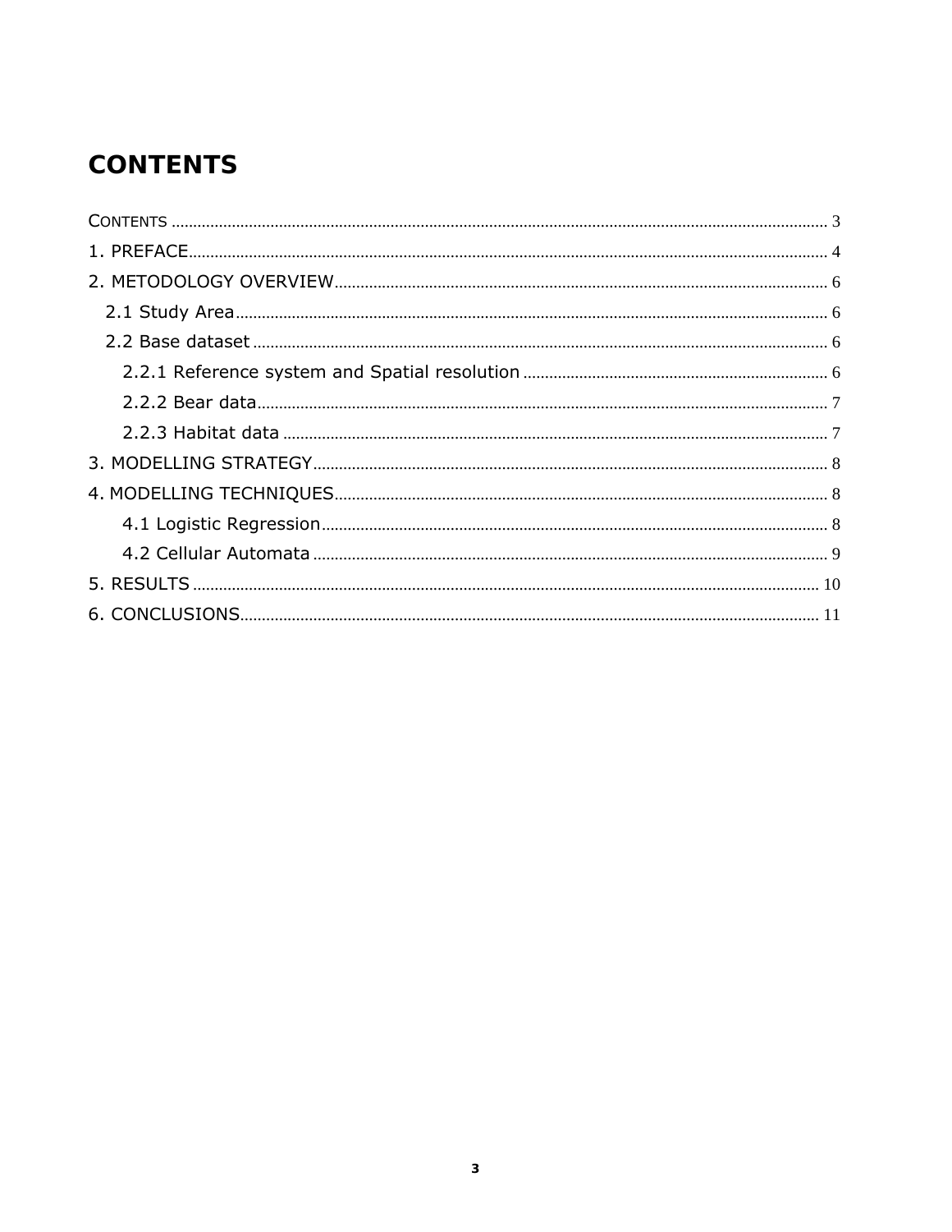# CONTENTS

CONTENTS ........................................................................................................................................ 3
1. PREFACE........................................................................................................................................ 4
2. METODOLOGY OVERVIEW........................................................................................................ 6
  2.1 Study Area.................................................................................................................................. 6
  2.2 Base dataset ............................................................................................................................... 6
    2.2.1 Reference system and Spatial resolution ............................................................................ 6
    2.2.2 Bear data................................................................................................................................ 7
    2.2.3 Habitat data ........................................................................................................................... 7
3. MODELLING STRATEGY............................................................................................................. 8
4. MODELLING TECHNIQUES........................................................................................................ 8
    4.1 Logistic Regression................................................................................................................ 8
    4.2 Cellular Automata .................................................................................................................. 9
5. RESULTS ......................................................................................................................................... 10
6. CONCLUSIONS.............................................................................................................................. 11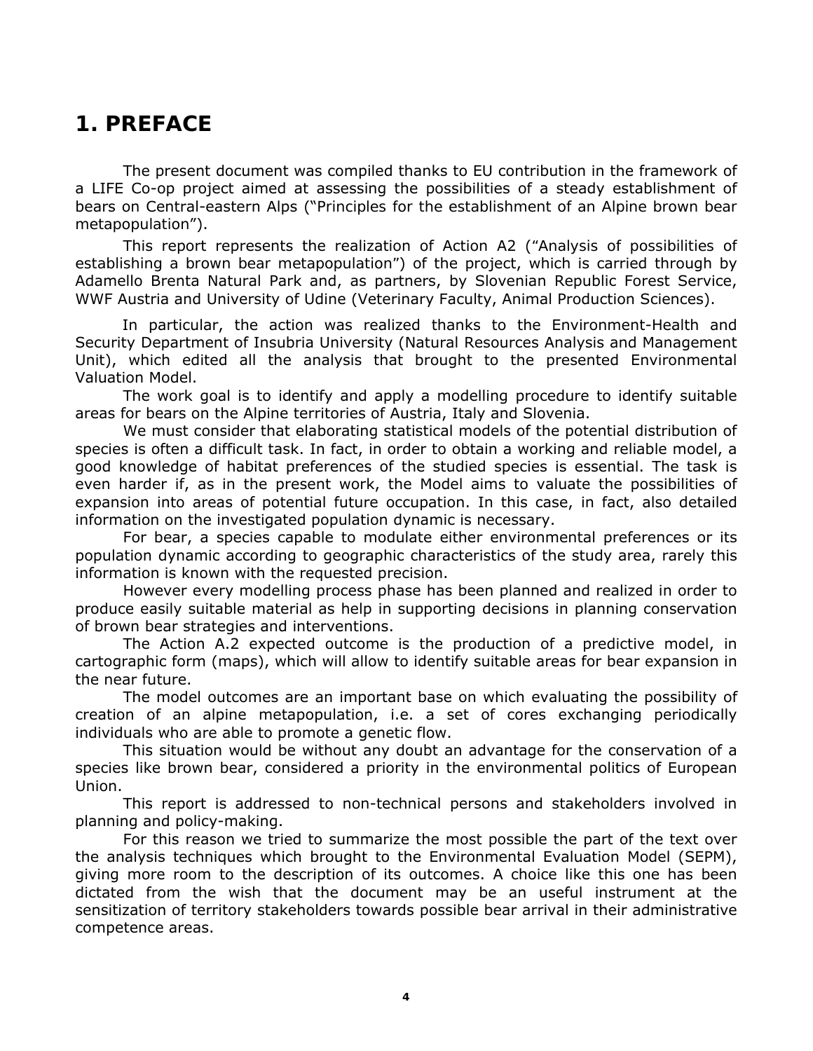# 1. PREFACE

The present document was compiled thanks to EU contribution in the framework of a LIFE Co-op project aimed at assessing the possibilities of a steady establishment of bears on Central-eastern Alps ("Principles for the establishment of an Alpine brown bear metapopulation").

This report represents the realization of Action A2 ("Analysis of possibilities of establishing a brown bear metapopulation") of the project, which is carried through by Adamello Brenta Natural Park and, as partners, by Slovenian Republic Forest Service, WWF Austria and University of Udine (Veterinary Faculty, Animal Production Sciences).

In particular, the action was realized thanks to the Environment-Health and Security Department of Insubria University (Natural Resources Analysis and Management Unit), which edited all the analysis that brought to the presented Environmental Valuation Model.

The work goal is to identify and apply a modelling procedure to identify suitable areas for bears on the Alpine territories of Austria, Italy and Slovenia.

We must consider that elaborating statistical models of the potential distribution of species is often a difficult task. In fact, in order to obtain a working and reliable model, a good knowledge of habitat preferences of the studied species is essential. The task is even harder if, as in the present work, the Model aims to valuate the possibilities of expansion into areas of potential future occupation. In this case, in fact, also detailed information on the investigated population dynamic is necessary.

For bear, a species capable to modulate either environmental preferences or its population dynamic according to geographic characteristics of the study area, rarely this information is known with the requested precision.

However every modelling process phase has been planned and realized in order to produce easily suitable material as help in supporting decisions in planning conservation of brown bear strategies and interventions.

The Action A.2 expected outcome is the production of a predictive model, in cartographic form (maps), which will allow to identify suitable areas for bear expansion in the near future.

The model outcomes are an important base on which evaluating the possibility of creation of an alpine metapopulation, i.e. a set of cores exchanging periodically individuals who are able to promote a genetic flow.

This situation would be without any doubt an advantage for the conservation of a species like brown bear, considered a priority in the environmental politics of European Union.

This report is addressed to non-technical persons and stakeholders involved in planning and policy-making.

For this reason we tried to summarize the most possible the part of the text over the analysis techniques which brought to the Environmental Evaluation Model (SEPM), giving more room to the description of its outcomes. A choice like this one has been dictated from the wish that the document may be an useful instrument at the sensitization of territory stakeholders towards possible bear arrival in their administrative competence areas.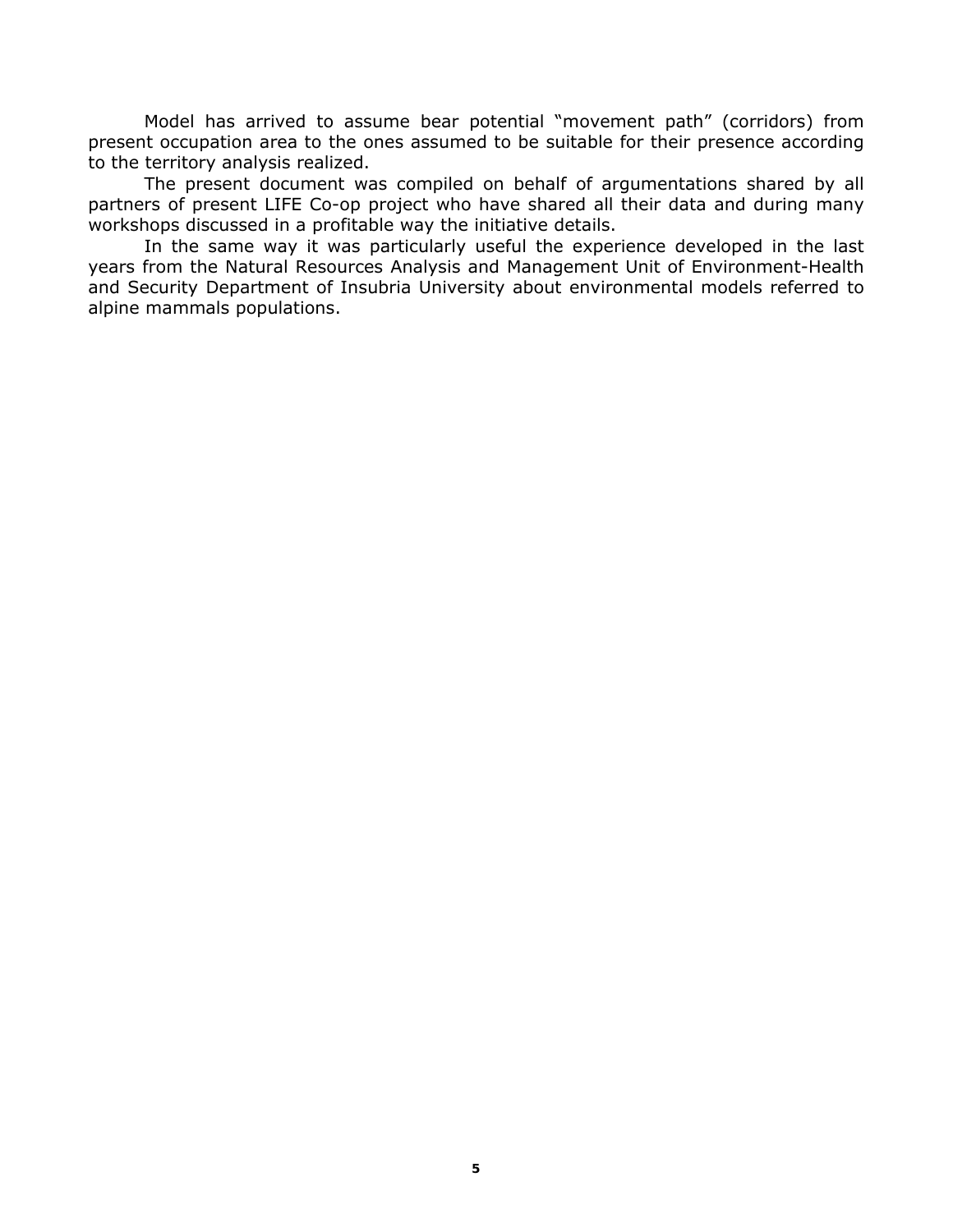Model has arrived to assume bear potential "movement path" (corridors) from present occupation area to the ones assumed to be suitable for their presence according to the territory analysis realized.

The present document was compiled on behalf of argumentations shared by all partners of present LIFE Co-op project who have shared all their data and during many workshops discussed in a profitable way the initiative details.

In the same way it was particularly useful the experience developed in the last years from the Natural Resources Analysis and Management Unit of Environment-Health and Security Department of Insubria University about environmental models referred to alpine mammals populations.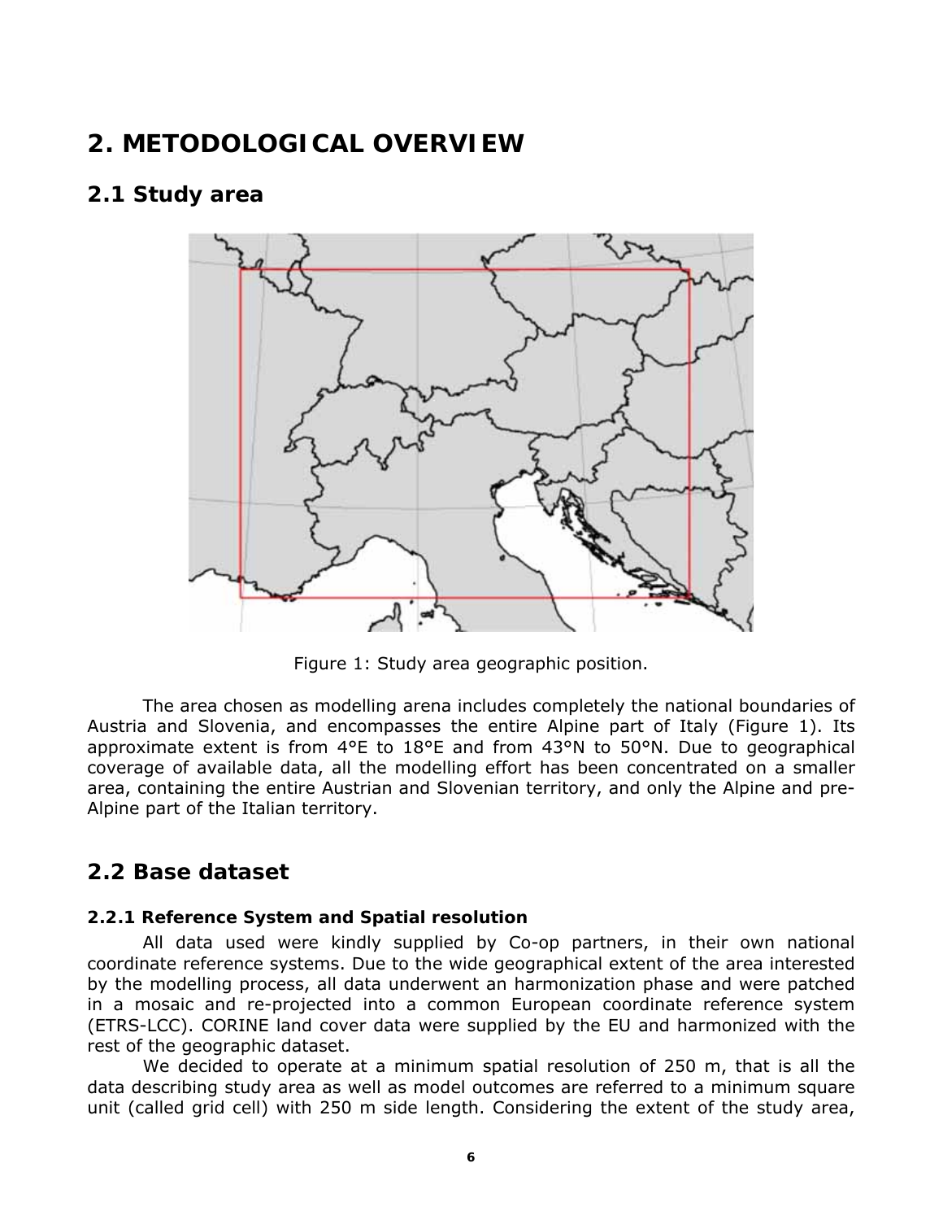# 2. METODOLOGICAL OVERVIEW

## 2.1 Study area

Figure 1: Study area geographic position.

The area chosen as modelling arena includes completely the national boundaries of Austria and Slovenia, and encompasses the entire Alpine part of Italy (Figure 1). Its approximate extent is from 4°E to 18°E and from 43°N to 50°N. Due to geographical coverage of available data, all the modelling effort has been concentrated on a smaller area, containing the entire Austrian and Slovenian territory, and only the Alpine and pre-Alpine part of the Italian territory.

## 2.2 Base dataset

### 2.2.1 Reference System and Spatial resolution

All data used were kindly supplied by Co-op partners, in their own national coordinate reference systems. Due to the wide geographical extent of the area interested by the modelling process, all data underwent an harmonization phase and were patched in a mosaic and re-projected into a common European coordinate reference system (ETRS-LCC). CORINE land cover data were supplied by the EU and harmonized with the rest of the geographic dataset.

We decided to operate at a minimum spatial resolution of 250 m, that is all the data describing study area as well as model outcomes are referred to a minimum square unit (called grid cell) with 250 m side length. Considering the extent of the study area,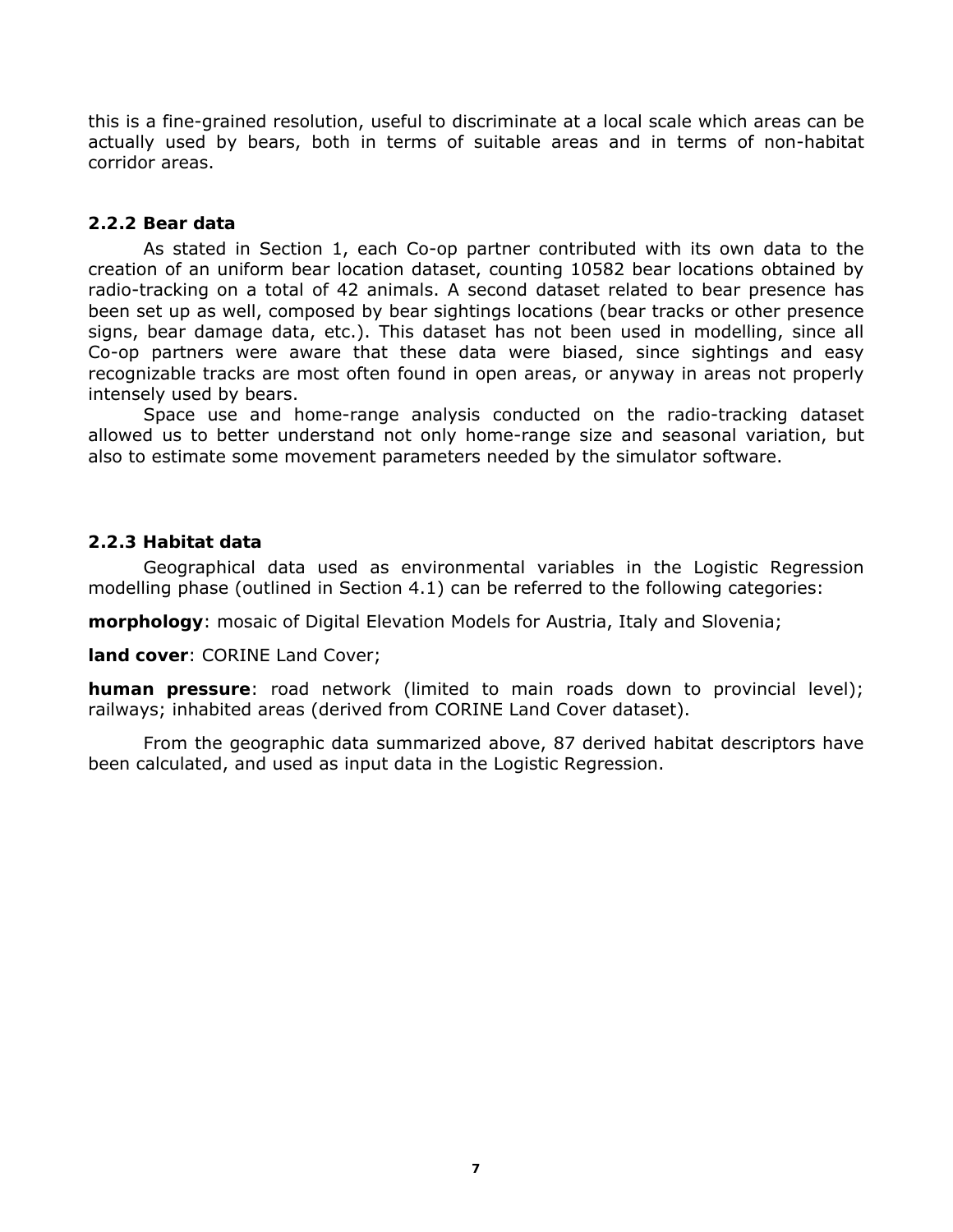this is a fine-grained resolution, useful to discriminate at a local scale which areas can be actually used by bears, both in terms of suitable areas and in terms of non-habitat corridor areas.

### 2.2.2 Bear data

As stated in Section 1, each Co-op partner contributed with its own data to the creation of an uniform bear location dataset, counting 10582 bear locations obtained by radio-tracking on a total of 42 animals. A second dataset related to bear presence has been set up as well, composed by bear sightings locations (bear tracks or other presence signs, bear damage data, etc.). This dataset has not been used in modelling, since all Co-op partners were aware that these data were biased, since sightings and easy recognizable tracks are most often found in open areas, or anyway in areas not properly intensely used by bears.

Space use and home-range analysis conducted on the radio-tracking dataset allowed us to better understand not only home-range size and seasonal variation, but also to estimate some movement parameters needed by the simulator software.

### 2.2.3 Habitat data

Geographical data used as environmental variables in the Logistic Regression modelling phase (outlined in Section 4.1) can be referred to the following categories:

**morphology**: mosaic of Digital Elevation Models for Austria, Italy and Slovenia;

**land cover**: CORINE Land Cover;

**human pressure**: road network (limited to main roads down to provincial level); railways; inhabited areas (derived from CORINE Land Cover dataset).

From the geographic data summarized above, 87 derived habitat descriptors have been calculated, and used as input data in the Logistic Regression.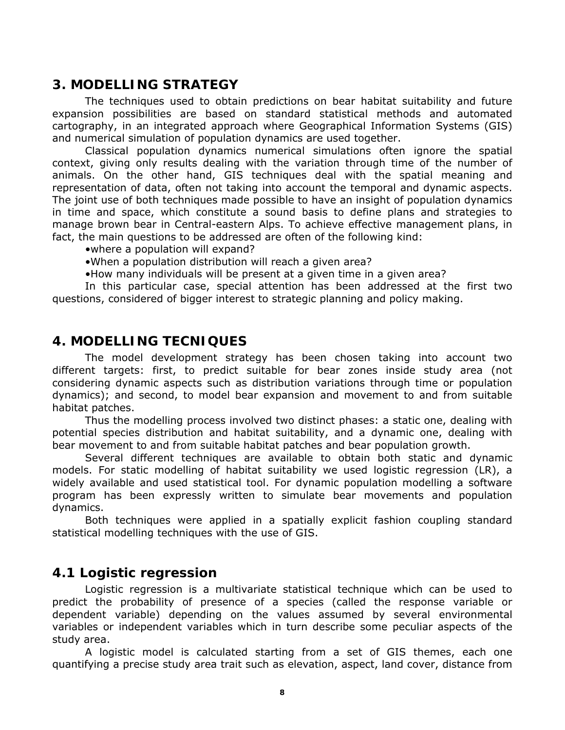## 3. MODELLING STRATEGY

The techniques used to obtain predictions on bear habitat suitability and future expansion possibilities are based on standard statistical methods and automated cartography, in an integrated approach where Geographical Information Systems (GIS) and numerical simulation of population dynamics are used together.

Classical population dynamics numerical simulations often ignore the spatial context, giving only results dealing with the variation through time of the number of animals. On the other hand, GIS techniques deal with the spatial meaning and representation of data, often not taking into account the temporal and dynamic aspects. The joint use of both techniques made possible to have an insight of population dynamics in time and space, which constitute a sound basis to define plans and strategies to manage brown bear in Central-eastern Alps. To achieve effective management plans, in fact, the main questions to be addressed are often of the following kind:

- where a population will expand?
- When a population distribution will reach a given area?
- How many individuals will be present at a given time in a given area?

In this particular case, special attention has been addressed at the first two questions, considered of bigger interest to strategic planning and policy making.

## 4. MODELLING TECNIQUES

The model development strategy has been chosen taking into account two different targets: first, to predict suitable for bear zones inside study area (not considering dynamic aspects such as distribution variations through time or population dynamics); and second, to model bear expansion and movement to and from suitable habitat patches.

Thus the modelling process involved two distinct phases: a static one, dealing with potential species distribution and habitat suitability, and a dynamic one, dealing with bear movement to and from suitable habitat patches and bear population growth.

Several different techniques are available to obtain both static and dynamic models. For static modelling of habitat suitability we used logistic regression (LR), a widely available and used statistical tool. For dynamic population modelling a software program has been expressly written to simulate bear movements and population dynamics.

Both techniques were applied in a spatially explicit fashion coupling standard statistical modelling techniques with the use of GIS.

### 4.1 Logistic regression

Logistic regression is a multivariate statistical technique which can be used to predict the probability of presence of a species (called the response variable or dependent variable) depending on the values assumed by several environmental variables or independent variables which in turn describe some peculiar aspects of the study area.

A logistic model is calculated starting from a set of GIS themes, each one quantifying a precise study area trait such as elevation, aspect, land cover, distance from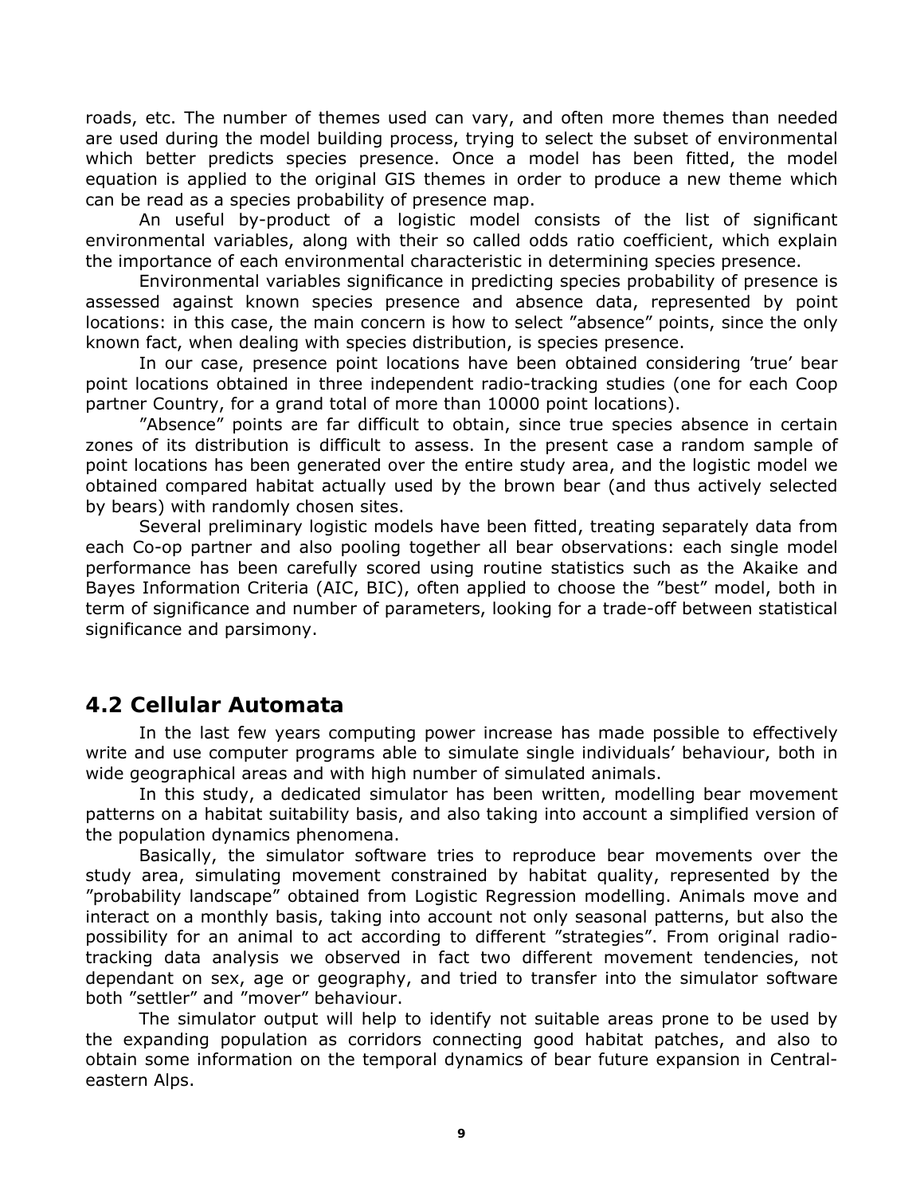roads, etc. The number of themes used can vary, and often more themes than needed are used during the model building process, trying to select the subset of environmental which better predicts species presence. Once a model has been fitted, the model equation is applied to the original GIS themes in order to produce a new theme which can be read as a species probability of presence map.

An useful by-product of a logistic model consists of the list of significant environmental variables, along with their so called odds ratio coefficient, which explain the importance of each environmental characteristic in determining species presence.

Environmental variables significance in predicting species probability of presence is assessed against known species presence and absence data, represented by point locations: in this case, the main concern is how to select "absence" points, since the only known fact, when dealing with species distribution, is species presence.

In our case, presence point locations have been obtained considering 'true' bear point locations obtained in three independent radio-tracking studies (one for each Coop partner Country, for a grand total of more than 10000 point locations).

"Absence" points are far difficult to obtain, since true species absence in certain zones of its distribution is difficult to assess. In the present case a random sample of point locations has been generated over the entire study area, and the logistic model we obtained compared habitat actually used by the brown bear (and thus actively selected by bears) with randomly chosen sites.

Several preliminary logistic models have been fitted, treating separately data from each Co-op partner and also pooling together all bear observations: each single model performance has been carefully scored using routine statistics such as the Akaike and Bayes Information Criteria (AIC, BIC), often applied to choose the "best" model, both in term of significance and number of parameters, looking for a trade-off between statistical significance and parsimony.

## 4.2 Cellular Automata

In the last few years computing power increase has made possible to effectively write and use computer programs able to simulate single individuals' behaviour, both in wide geographical areas and with high number of simulated animals.

In this study, a dedicated simulator has been written, modelling bear movement patterns on a habitat suitability basis, and also taking into account a simplified version of the population dynamics phenomena.

Basically, the simulator software tries to reproduce bear movements over the study area, simulating movement constrained by habitat quality, represented by the "probability landscape" obtained from Logistic Regression modelling. Animals move and interact on a monthly basis, taking into account not only seasonal patterns, but also the possibility for an animal to act according to different "strategies". From original radio-tracking data analysis we observed in fact two different movement tendencies, not dependant on sex, age or geography, and tried to transfer into the simulator software both "settler" and "mover" behaviour.

The simulator output will help to identify not suitable areas prone to be used by the expanding population as corridors connecting good habitat patches, and also to obtain some information on the temporal dynamics of bear future expansion in Central-eastern Alps.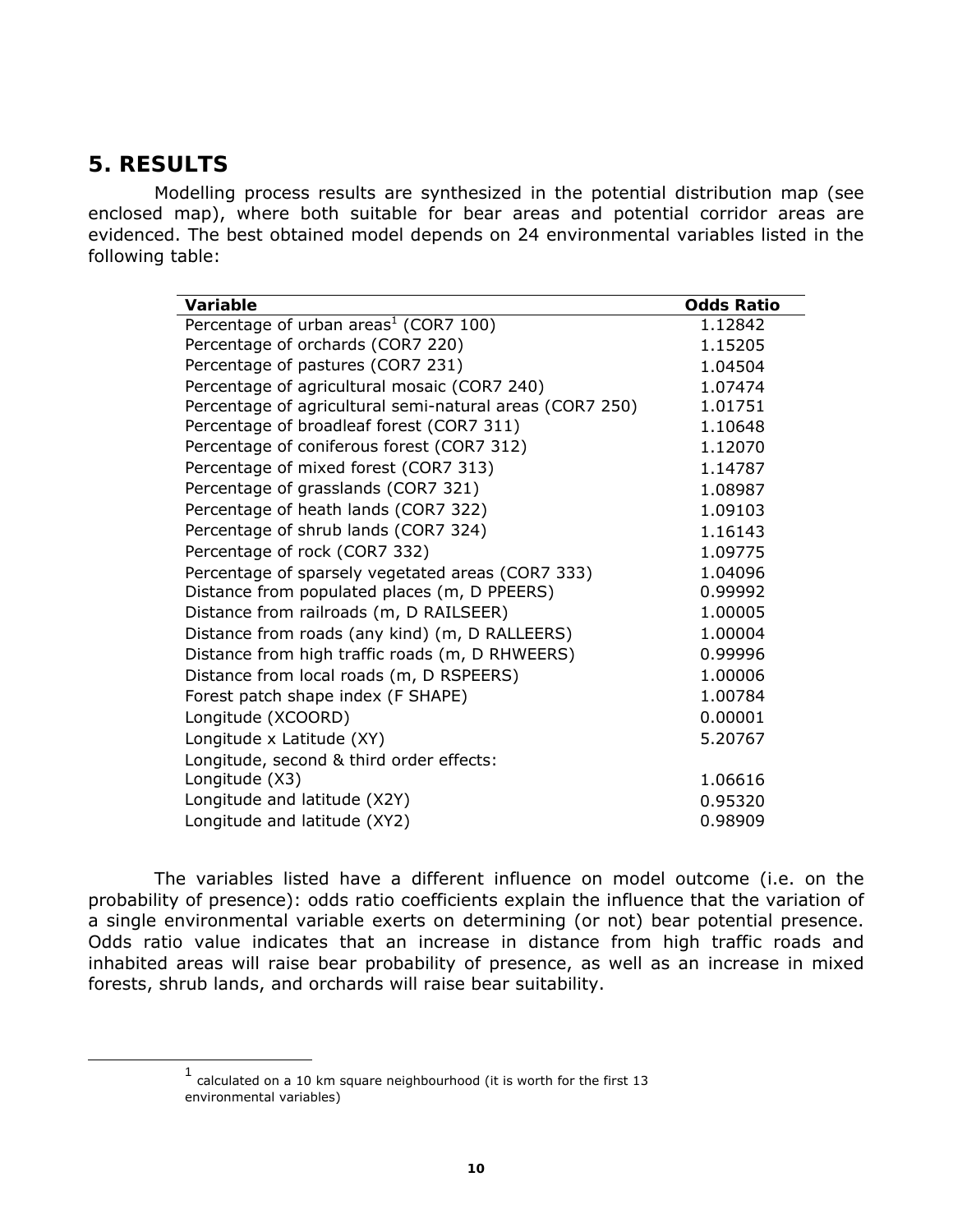# 5. RESULTS

Modelling process results are synthesized in the potential distribution map (see enclosed map), where both suitable for bear areas and potential corridor areas are evidenced. The best obtained model depends on 24 environmental variables listed in the following table:

| Variable | Odds Ratio |
|---|---|
| Percentage of urban areas[1] (COR7 100) | 1.12842 |
| Percentage of orchards (COR7 220) | 1.15205 |
| Percentage of pastures (COR7 231) | 1.04504 |
| Percentage of agricultural mosaic (COR7 240) | 1.07474 |
| Percentage of agricultural semi-natural areas (COR7 250) | 1.01751 |
| Percentage of broadleaf forest (COR7 311) | 1.10648 |
| Percentage of coniferous forest (COR7 312) | 1.12070 |
| Percentage of mixed forest (COR7 313) | 1.14787 |
| Percentage of grasslands (COR7 321) | 1.08987 |
| Percentage of heath lands (COR7 322) | 1.09103 |
| Percentage of shrub lands (COR7 324) | 1.16143 |
| Percentage of rock (COR7 332) | 1.09775 |
| Percentage of sparsely vegetated areas (COR7 333) | 1.04096 |
| Distance from populated places (m, D PPEERS) | 0.99992 |
| Distance from railroads (m, D RAILSEER) | 1.00005 |
| Distance from roads (any kind) (m, D RALLEERS) | 1.00004 |
| Distance from high traffic roads (m, D RHWEERS) | 0.99996 |
| Distance from local roads (m, D RSPEERS) | 1.00006 |
| Forest patch shape index (F SHAPE) | 1.00784 |
| Longitude (XCOORD) | 0.00001 |
| Longitude x Latitude (XY) | 5.20767 |
| Longitude, second & third order effects: | |
| Longitude (X3) | 1.06616 |
| Longitude and latitude (X2Y) | 0.95320 |
| Longitude and latitude (XY2) | 0.98909 |

The variables listed have a different influence on model outcome (i.e. on the probability of presence): odds ratio coefficients explain the influence that the variation of a single environmental variable exerts on determining (or not) bear potential presence. Odds ratio value indicates that an increase in distance from high traffic roads and inhabited areas will raise bear probability of presence, as well as an increase in mixed forests, shrub lands, and orchards will raise bear suitability.

---

[1] calculated on a 10 km square neighbourhood (it is worth for the first 13 environmental variables)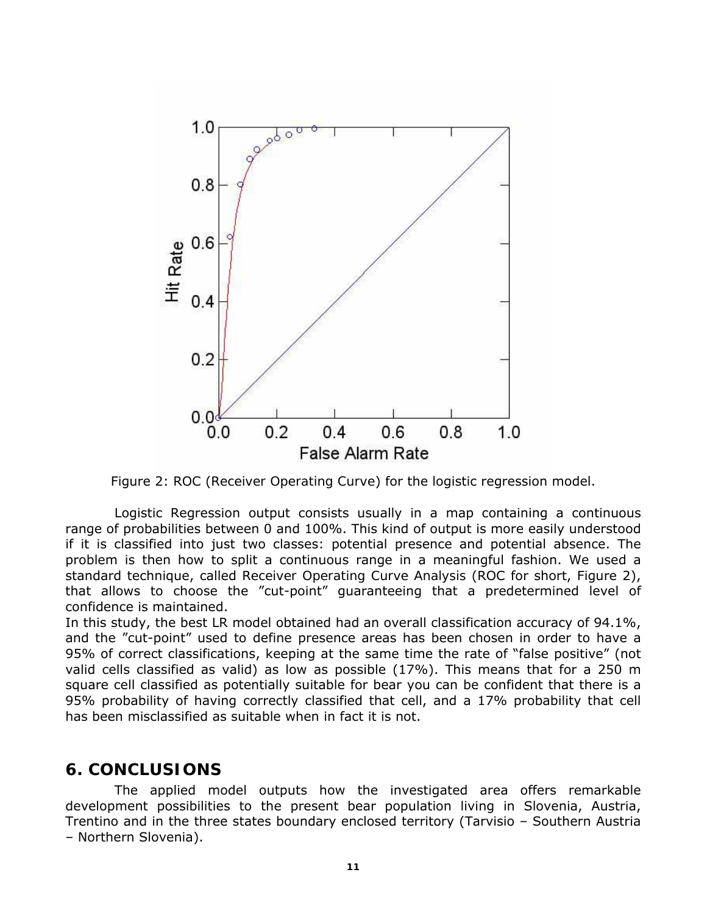Figure 2: ROC (Receiver Operating Curve) for the logistic regression model.

Logistic Regression output consists usually in a map containing a continuous range of probabilities between 0 and 100%. This kind of output is more easily understood if it is classified into just two classes: potential presence and potential absence. The problem is then how to split a continuous range in a meaningful fashion. We used a standard technique, called Receiver Operating Curve Analysis (ROC for short, Figure 2), that allows to choose the ”cut-point” guaranteeing that a predetermined level of confidence is maintained.

In this study, the best LR model obtained had an overall classification accuracy of 94.1%, and the ”cut-point” used to define presence areas has been chosen in order to have a 95% of correct classifications, keeping at the same time the rate of “false positive” (not valid cells classified as valid) as low as possible (17%). This means that for a 250 m square cell classified as potentially suitable for bear you can be confident that there is a 95% probability of having correctly classified that cell, and a 17% probability that cell has been misclassified as suitable when in fact it is not.

## 6. CONCLUSIONS

The applied model outputs how the investigated area offers remarkable development possibilities to the present bear population living in Slovenia, Austria, Trentino and in the three states boundary enclosed territory (Tarvisio – Southern Austria – Northern Slovenia).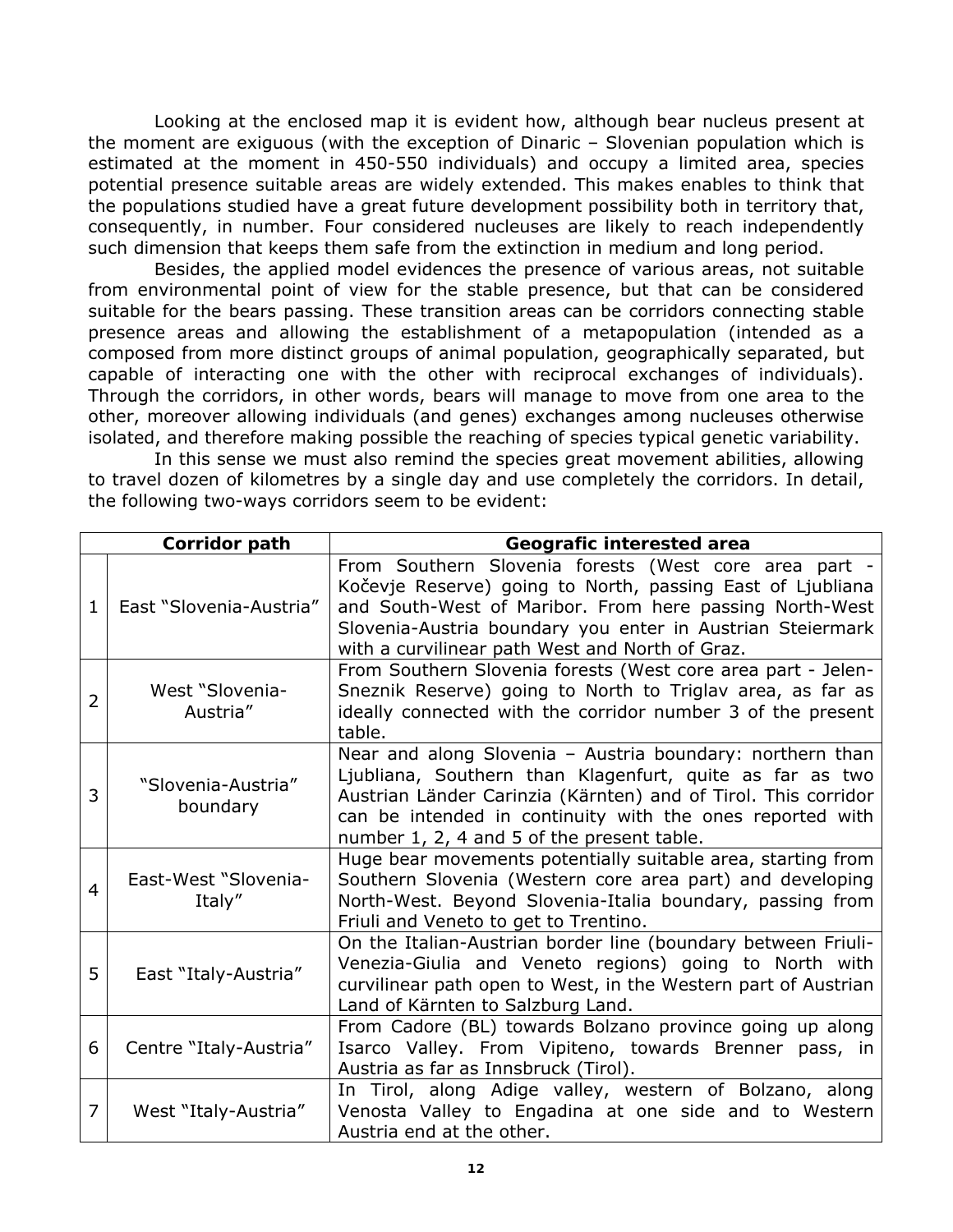Looking at the enclosed map it is evident how, although bear nucleus present at the moment are exiguous (with the exception of Dinaric – Slovenian population which is estimated at the moment in 450-550 individuals) and occupy a limited area, species potential presence suitable areas are widely extended. This makes enables to think that the populations studied have a great future development possibility both in territory that, consequently, in number. Four considered nucleuses are likely to reach independently such dimension that keeps them safe from the extinction in medium and long period.

Besides, the applied model evidences the presence of various areas, not suitable from environmental point of view for the stable presence, but that can be considered suitable for the bears passing. These transition areas can be corridors connecting stable presence areas and allowing the establishment of a metapopulation (intended as a composed from more distinct groups of animal population, geographically separated, but capable of interacting one with the other with reciprocal exchanges of individuals). Through the corridors, in other words, bears will manage to move from one area to the other, moreover allowing individuals (and genes) exchanges among nucleuses otherwise isolated, and therefore making possible the reaching of species typical genetic variability.

In this sense we must also remind the species great movement abilities, allowing to travel dozen of kilometres by a single day and use completely the corridors. In detail, the following two-ways corridors seem to be evident:

| | **Corridor path** | **Geografic interested area** |
|---|---|---|
| 1 | East "Slovenia-Austria" | From Southern Slovenia forests (West core area part - Kočevje Reserve) going to North, passing East of Ljubliana and South-West of Maribor. From here passing North-West Slovenia-Austria boundary you enter in Austrian Steiermark with a curvilinear path West and North of Graz. |
| 2 | West "Slovenia-Austria" | From Southern Slovenia forests (West core area part - Jelen-Sneznik Reserve) going to North to Triglav area, as far as ideally connected with the corridor number 3 of the present table. |
| 3 | "Slovenia-Austria" boundary | Near and along Slovenia – Austria boundary: northern than Ljubliana, Southern than Klagenfurt, quite as far as two Austrian Länder Carinzia (Kärnten) and of Tirol. This corridor can be intended in continuity with the ones reported with number 1, 2, 4 and 5 of the present table. |
| 4 | East-West "Slovenia-Italy" | Huge bear movements potentially suitable area, starting from Southern Slovenia (Western core area part) and developing North-West. Beyond Slovenia-Italia boundary, passing from Friuli and Veneto to get to Trentino. |
| 5 | East "Italy-Austria" | On the Italian-Austrian border line (boundary between Friuli-Venezia-Giulia and Veneto regions) going to North with curvilinear path open to West, in the Western part of Austrian Land of Kärnten to Salzburg Land. |
| 6 | Centre "Italy-Austria" | From Cadore (BL) towards Bolzano province going up along Isarco Valley. From Vipiteno, towards Brenner pass, in Austria as far as Innsbruck (Tirol). |
| 7 | West "Italy-Austria" | In Tirol, along Adige valley, western of Bolzano, along Venosta Valley to Engadina at one side and to Western Austria end at the other. |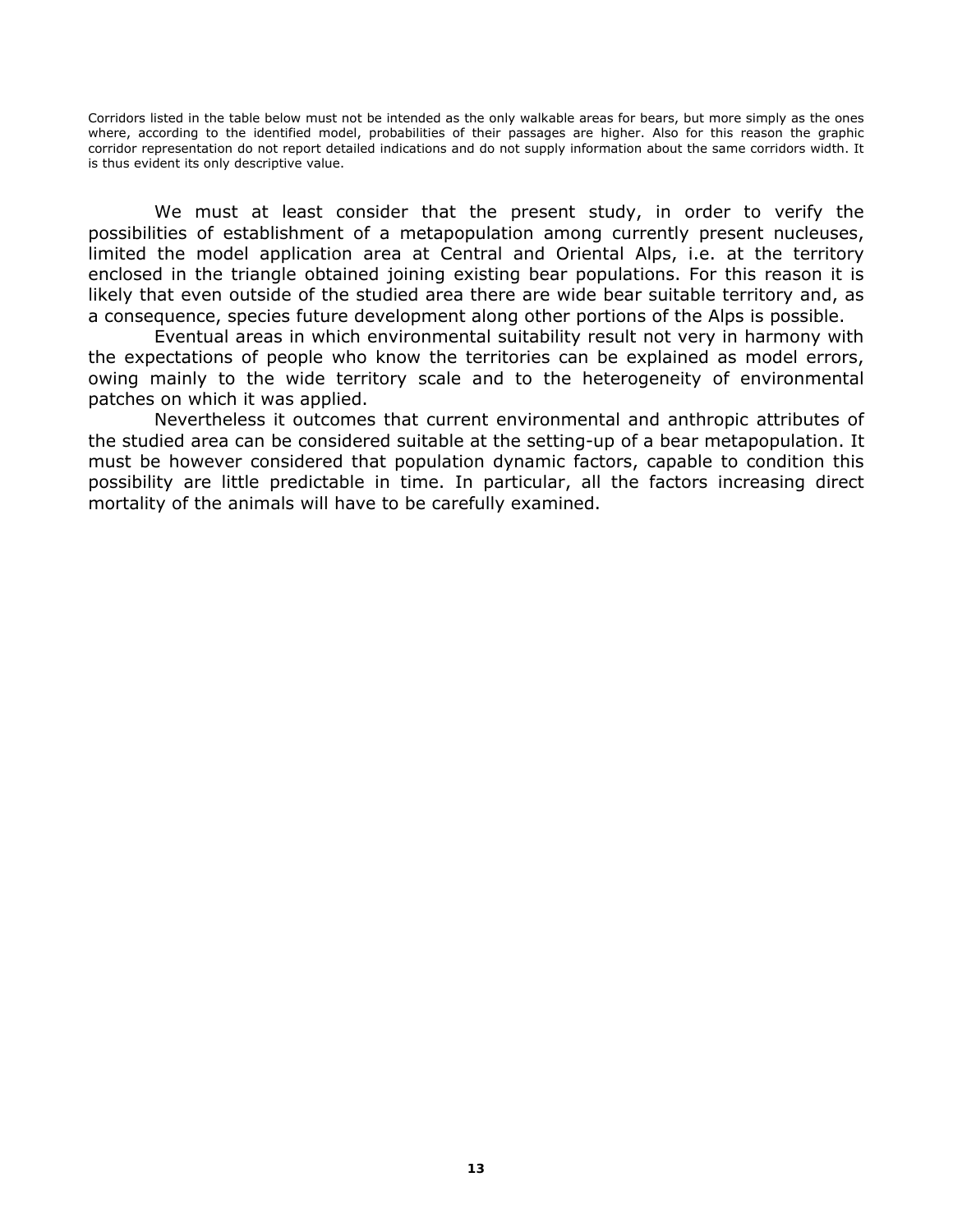Corridors listed in the table below must not be intended as the only walkable areas for bears, but more simply as the ones where, according to the identified model, probabilities of their passages are higher. Also for this reason the graphic corridor representation do not report detailed indications and do not supply information about the same corridors width. It is thus evident its only descriptive value.

We must at least consider that the present study, in order to verify the possibilities of establishment of a metapopulation among currently present nucleuses, limited the model application area at Central and Oriental Alps, i.e. at the territory enclosed in the triangle obtained joining existing bear populations. For this reason it is likely that even outside of the studied area there are wide bear suitable territory and, as a consequence, species future development along other portions of the Alps is possible.

Eventual areas in which environmental suitability result not very in harmony with the expectations of people who know the territories can be explained as model errors, owing mainly to the wide territory scale and to the heterogeneity of environmental patches on which it was applied.

Nevertheless it outcomes that current environmental and anthropic attributes of the studied area can be considered suitable at the setting-up of a bear metapopulation. It must be however considered that population dynamic factors, capable to condition this possibility are little predictable in time. In particular, all the factors increasing direct mortality of the animals will have to be carefully examined.